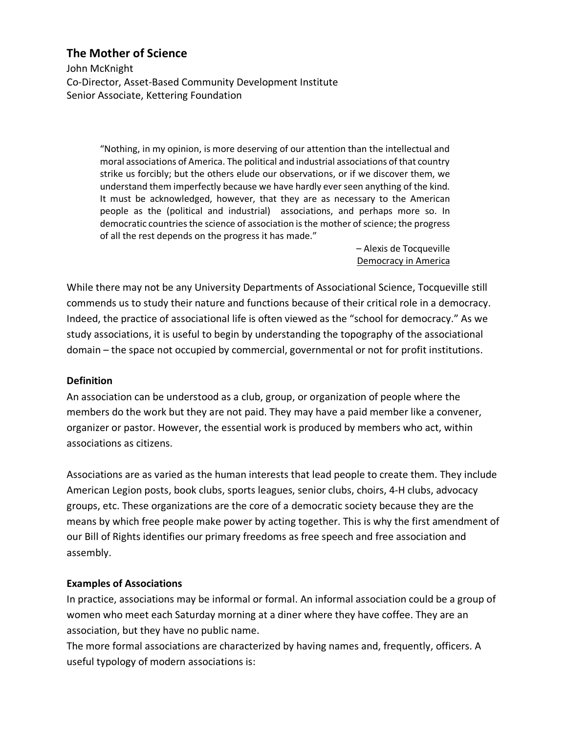## The Mother of Science

John McKnight
Co-Director, Asset-Based Community Development Institute
Senior Associate, Kettering Foundation

> "Nothing, in my opinion, is more deserving of our attention than the intellectual and moral associations of America. The political and industrial associations of that country strike us forcibly; but the others elude our observations, or if we discover them, we understand them imperfectly because we have hardly ever seen anything of the kind. It must be acknowledged, however, that they are as necessary to the American people as the (political and industrial) associations, and perhaps more so. In democratic countries the science of association is the mother of science; the progress of all the rest depends on the progress it has made."
>
> – Alexis de Tocqueville
> Democracy in America

While there may not be any University Departments of Associational Science, Tocqueville still commends us to study their nature and functions because of their critical role in a democracy. Indeed, the practice of associational life is often viewed as the "school for democracy." As we study associations, it is useful to begin by understanding the topography of the associational domain – the space not occupied by commercial, governmental or not for profit institutions.

**Definition**

An association can be understood as a club, group, or organization of people where the members do the work but they are not paid. They may have a paid member like a convener, organizer or pastor. However, the essential work is produced by members who act, within associations as citizens.

Associations are as varied as the human interests that lead people to create them. They include American Legion posts, book clubs, sports leagues, senior clubs, choirs, 4-H clubs, advocacy groups, etc. These organizations are the core of a democratic society because they are the means by which free people make power by acting together. This is why the first amendment of our Bill of Rights identifies our primary freedoms as free speech and free association and assembly.

**Examples of Associations**

In practice, associations may be informal or formal. An informal association could be a group of women who meet each Saturday morning at a diner where they have coffee. They are an association, but they have no public name.

The more formal associations are characterized by having names and, frequently, officers. A useful typology of modern associations is: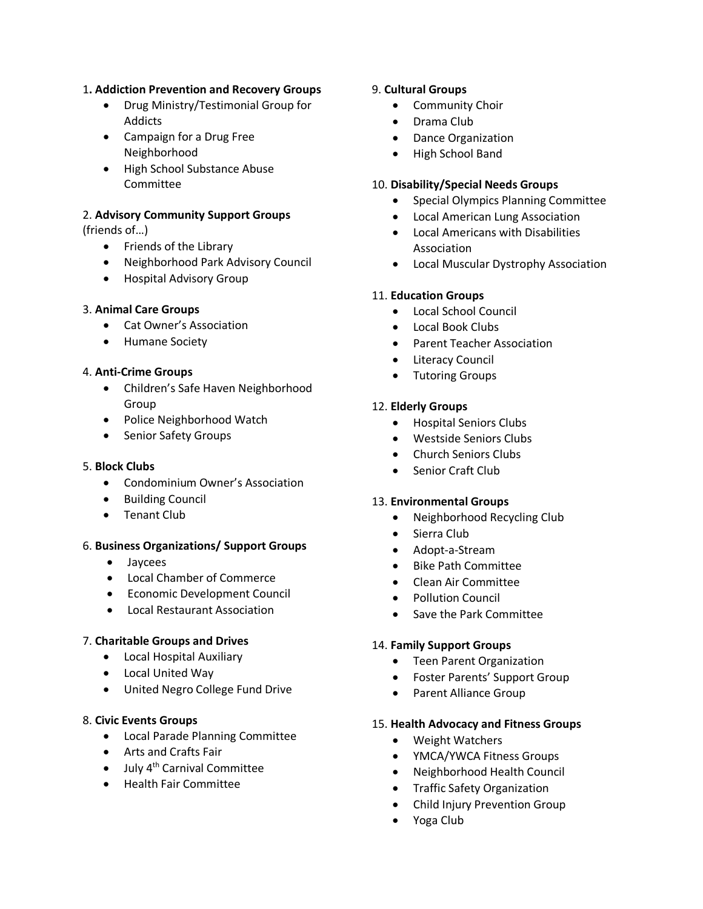1. **Addiction Prevention and Recovery Groups**
    - Drug Ministry/Testimonial Group for Addicts
    - Campaign for a Drug Free Neighborhood
    - High School Substance Abuse Committee

2. **Advisory Community Support Groups** (friends of…)
    - Friends of the Library
    - Neighborhood Park Advisory Council
    - Hospital Advisory Group

3. **Animal Care Groups**
    - Cat Owner's Association
    - Humane Society

4. **Anti-Crime Groups**
    - Children's Safe Haven Neighborhood Group
    - Police Neighborhood Watch
    - Senior Safety Groups

5. **Block Clubs**
    - Condominium Owner's Association
    - Building Council
    - Tenant Club

6. **Business Organizations/ Support Groups**
    - Jaycees
    - Local Chamber of Commerce
    - Economic Development Council
    - Local Restaurant Association

7. **Charitable Groups and Drives**
    - Local Hospital Auxiliary
    - Local United Way
    - United Negro College Fund Drive

8. **Civic Events Groups**
    - Local Parade Planning Committee
    - Arts and Crafts Fair
    - July 4th Carnival Committee
    - Health Fair Committee

9. **Cultural Groups**
    - Community Choir
    - Drama Club
    - Dance Organization
    - High School Band

10. **Disability/Special Needs Groups**
    - Special Olympics Planning Committee
    - Local American Lung Association
    - Local Americans with Disabilities Association
    - Local Muscular Dystrophy Association

11. **Education Groups**
    - Local School Council
    - Local Book Clubs
    - Parent Teacher Association
    - Literacy Council
    - Tutoring Groups

12. **Elderly Groups**
    - Hospital Seniors Clubs
    - Westside Seniors Clubs
    - Church Seniors Clubs
    - Senior Craft Club

13. **Environmental Groups**
    - Neighborhood Recycling Club
    - Sierra Club
    - Adopt-a-Stream
    - Bike Path Committee
    - Clean Air Committee
    - Pollution Council
    - Save the Park Committee

14. **Family Support Groups**
    - Teen Parent Organization
    - Foster Parents' Support Group
    - Parent Alliance Group

15. **Health Advocacy and Fitness Groups**
    - Weight Watchers
    - YMCA/YWCA Fitness Groups
    - Neighborhood Health Council
    - Traffic Safety Organization
    - Child Injury Prevention Group
    - Yoga Club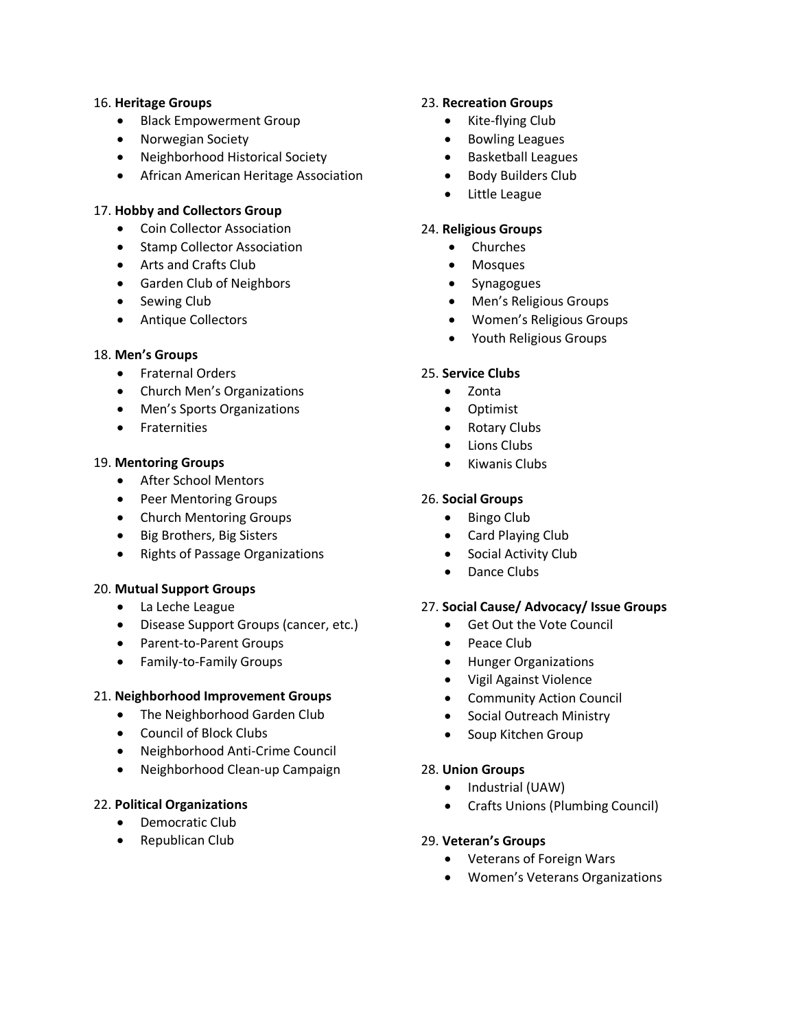16. **Heritage Groups**
    - Black Empowerment Group
    - Norwegian Society
    - Neighborhood Historical Society
    - African American Heritage Association

17. **Hobby and Collectors Group**
    - Coin Collector Association
    - Stamp Collector Association
    - Arts and Crafts Club
    - Garden Club of Neighbors
    - Sewing Club
    - Antique Collectors

18. **Men's Groups**
    - Fraternal Orders
    - Church Men's Organizations
    - Men's Sports Organizations
    - Fraternities

19. **Mentoring Groups**
    - After School Mentors
    - Peer Mentoring Groups
    - Church Mentoring Groups
    - Big Brothers, Big Sisters
    - Rights of Passage Organizations

20. **Mutual Support Groups**
    - La Leche League
    - Disease Support Groups (cancer, etc.)
    - Parent-to-Parent Groups
    - Family-to-Family Groups

21. **Neighborhood Improvement Groups**
    - The Neighborhood Garden Club
    - Council of Block Clubs
    - Neighborhood Anti-Crime Council
    - Neighborhood Clean-up Campaign

22. **Political Organizations**
    - Democratic Club
    - Republican Club

23. **Recreation Groups**
    - Kite-flying Club
    - Bowling Leagues
    - Basketball Leagues
    - Body Builders Club
    - Little League

24. **Religious Groups**
    - Churches
    - Mosques
    - Synagogues
    - Men's Religious Groups
    - Women's Religious Groups
    - Youth Religious Groups

25. **Service Clubs**
    - Zonta
    - Optimist
    - Rotary Clubs
    - Lions Clubs
    - Kiwanis Clubs

26. **Social Groups**
    - Bingo Club
    - Card Playing Club
    - Social Activity Club
    - Dance Clubs

27. **Social Cause/ Advocacy/ Issue Groups**
    - Get Out the Vote Council
    - Peace Club
    - Hunger Organizations
    - Vigil Against Violence
    - Community Action Council
    - Social Outreach Ministry
    - Soup Kitchen Group

28. **Union Groups**
    - Industrial (UAW)
    - Crafts Unions (Plumbing Council)

29. **Veteran's Groups**
    - Veterans of Foreign Wars
    - Women's Veterans Organizations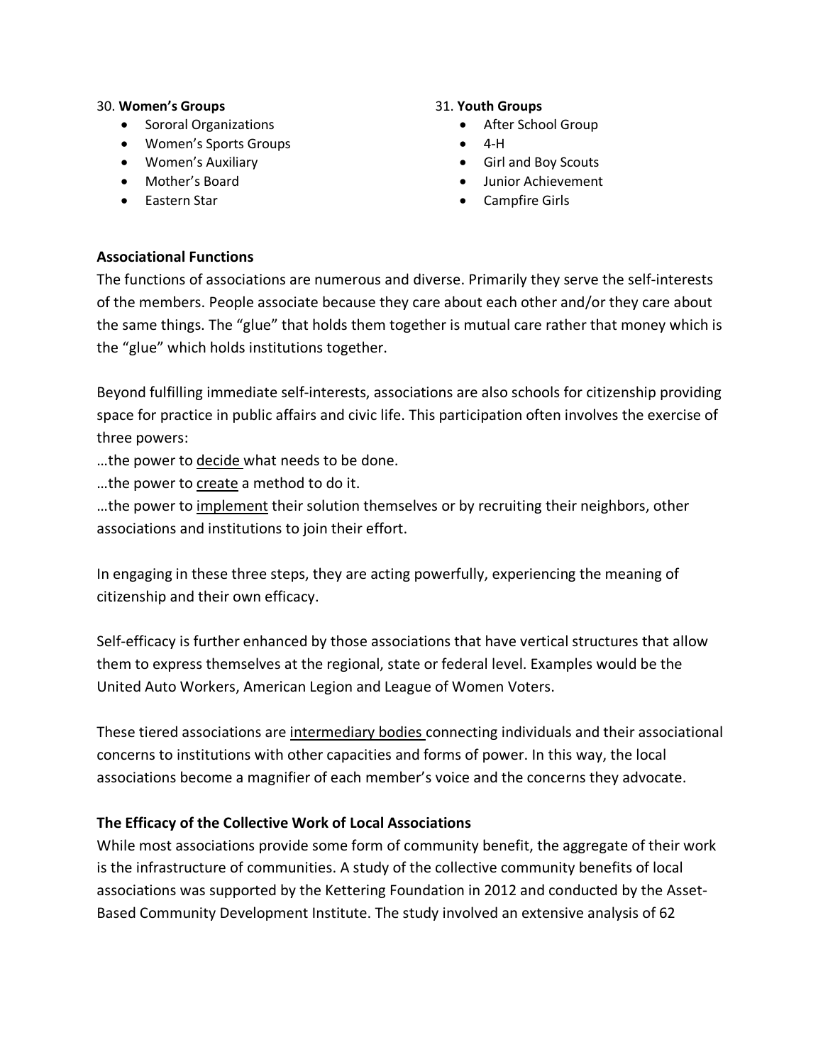30. **Women's Groups**

- Sororal Organizations
- Women's Sports Groups
- Women's Auxiliary
- Mother's Board
- Eastern Star

31. **Youth Groups**

- After School Group
- 4-H
- Girl and Boy Scouts
- Junior Achievement
- Campfire Girls

**Associational Functions**

The functions of associations are numerous and diverse. Primarily they serve the self-interests of the members. People associate because they care about each other and/or they care about the same things. The "glue" that holds them together is mutual care rather that money which is the "glue" which holds institutions together.

Beyond fulfilling immediate self-interests, associations are also schools for citizenship providing space for practice in public affairs and civic life. This participation often involves the exercise of three powers:

…the power to <u>decide</u> what needs to be done.

…the power to <u>create</u> a method to do it.

…the power to <u>implement</u> their solution themselves or by recruiting their neighbors, other associations and institutions to join their effort.

In engaging in these three steps, they are acting powerfully, experiencing the meaning of citizenship and their own efficacy.

Self-efficacy is further enhanced by those associations that have vertical structures that allow them to express themselves at the regional, state or federal level. Examples would be the United Auto Workers, American Legion and League of Women Voters.

These tiered associations are <u>intermediary bodies</u> connecting individuals and their associational concerns to institutions with other capacities and forms of power. In this way, the local associations become a magnifier of each member's voice and the concerns they advocate.

**The Efficacy of the Collective Work of Local Associations**

While most associations provide some form of community benefit, the aggregate of their work is the infrastructure of communities. A study of the collective community benefits of local associations was supported by the Kettering Foundation in 2012 and conducted by the Asset-Based Community Development Institute. The study involved an extensive analysis of 62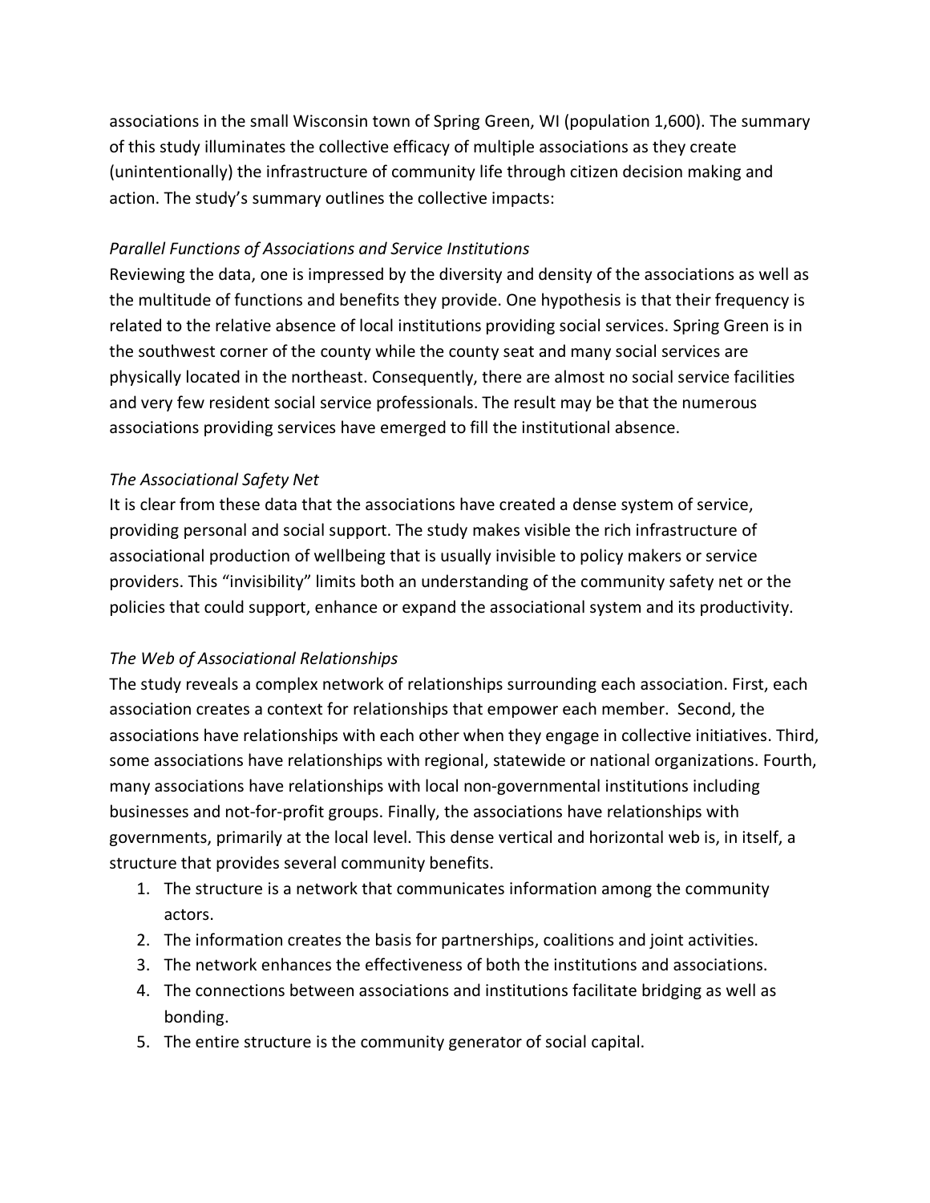associations in the small Wisconsin town of Spring Green, WI (population 1,600). The summary of this study illuminates the collective efficacy of multiple associations as they create (unintentionally) the infrastructure of community life through citizen decision making and action. The study's summary outlines the collective impacts:

*Parallel Functions of Associations and Service Institutions*

Reviewing the data, one is impressed by the diversity and density of the associations as well as the multitude of functions and benefits they provide. One hypothesis is that their frequency is related to the relative absence of local institutions providing social services. Spring Green is in the southwest corner of the county while the county seat and many social services are physically located in the northeast. Consequently, there are almost no social service facilities and very few resident social service professionals. The result may be that the numerous associations providing services have emerged to fill the institutional absence.

*The Associational Safety Net*

It is clear from these data that the associations have created a dense system of service, providing personal and social support. The study makes visible the rich infrastructure of associational production of wellbeing that is usually invisible to policy makers or service providers. This "invisibility" limits both an understanding of the community safety net or the policies that could support, enhance or expand the associational system and its productivity.

*The Web of Associational Relationships*

The study reveals a complex network of relationships surrounding each association. First, each association creates a context for relationships that empower each member. Second, the associations have relationships with each other when they engage in collective initiatives. Third, some associations have relationships with regional, statewide or national organizations. Fourth, many associations have relationships with local non-governmental institutions including businesses and not-for-profit groups. Finally, the associations have relationships with governments, primarily at the local level. This dense vertical and horizontal web is, in itself, a structure that provides several community benefits.

1. The structure is a network that communicates information among the community actors.
2. The information creates the basis for partnerships, coalitions and joint activities.
3. The network enhances the effectiveness of both the institutions and associations.
4. The connections between associations and institutions facilitate bridging as well as bonding.
5. The entire structure is the community generator of social capital.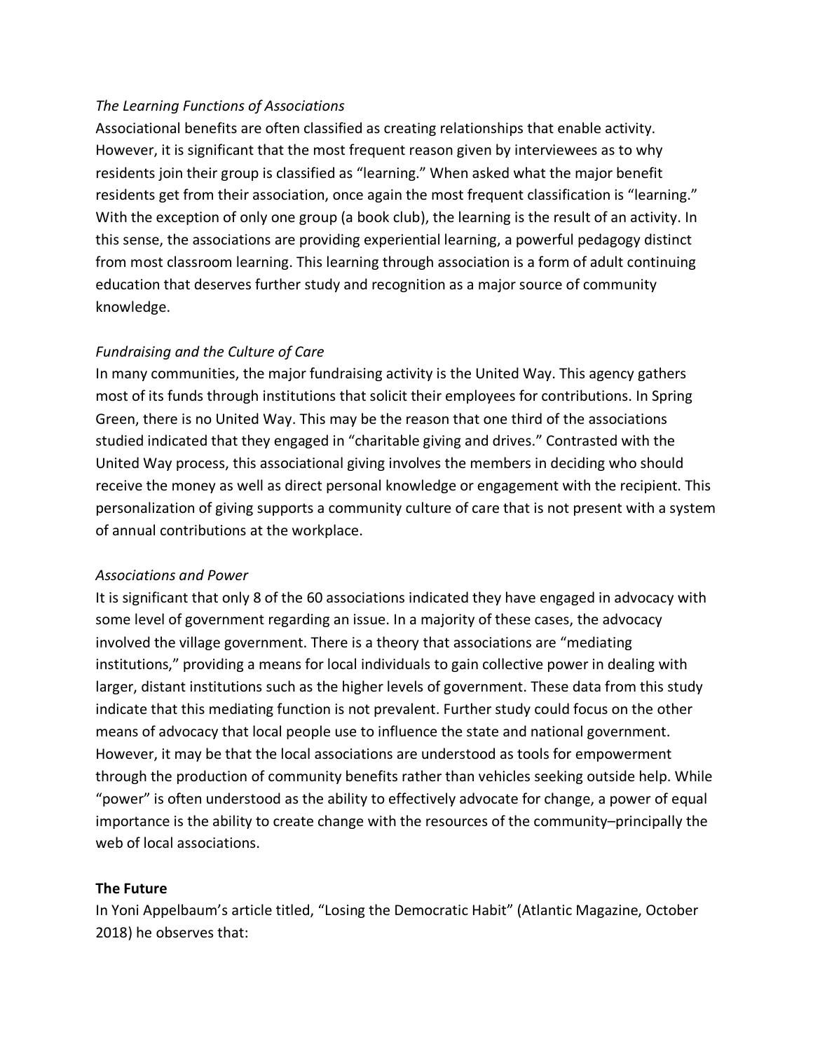*The Learning Functions of Associations*

Associational benefits are often classified as creating relationships that enable activity. However, it is significant that the most frequent reason given by interviewees as to why residents join their group is classified as "learning." When asked what the major benefit residents get from their association, once again the most frequent classification is "learning." With the exception of only one group (a book club), the learning is the result of an activity. In this sense, the associations are providing experiential learning, a powerful pedagogy distinct from most classroom learning. This learning through association is a form of adult continuing education that deserves further study and recognition as a major source of community knowledge.

*Fundraising and the Culture of Care*

In many communities, the major fundraising activity is the United Way. This agency gathers most of its funds through institutions that solicit their employees for contributions. In Spring Green, there is no United Way. This may be the reason that one third of the associations studied indicated that they engaged in "charitable giving and drives." Contrasted with the United Way process, this associational giving involves the members in deciding who should receive the money as well as direct personal knowledge or engagement with the recipient. This personalization of giving supports a community culture of care that is not present with a system of annual contributions at the workplace.

*Associations and Power*

It is significant that only 8 of the 60 associations indicated they have engaged in advocacy with some level of government regarding an issue. In a majority of these cases, the advocacy involved the village government. There is a theory that associations are "mediating institutions," providing a means for local individuals to gain collective power in dealing with larger, distant institutions such as the higher levels of government. These data from this study indicate that this mediating function is not prevalent. Further study could focus on the other means of advocacy that local people use to influence the state and national government. However, it may be that the local associations are understood as tools for empowerment through the production of community benefits rather than vehicles seeking outside help. While "power" is often understood as the ability to effectively advocate for change, a power of equal importance is the ability to create change with the resources of the community–principally the web of local associations.

**The Future**

In Yoni Appelbaum's article titled, "Losing the Democratic Habit" (Atlantic Magazine, October 2018) he observes that: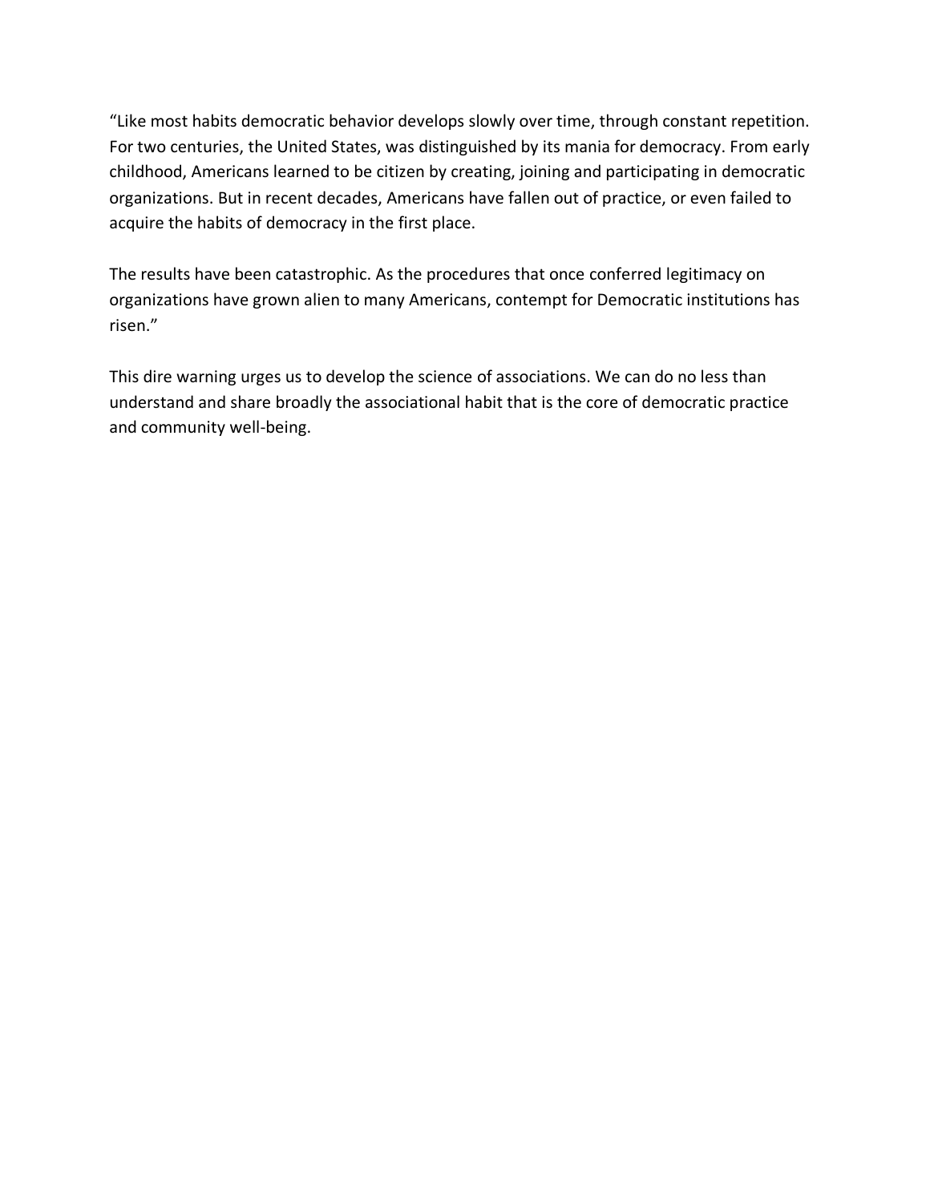"Like most habits democratic behavior develops slowly over time, through constant repetition. For two centuries, the United States, was distinguished by its mania for democracy. From early childhood, Americans learned to be citizen by creating, joining and participating in democratic organizations. But in recent decades, Americans have fallen out of practice, or even failed to acquire the habits of democracy in the first place.

The results have been catastrophic. As the procedures that once conferred legitimacy on organizations have grown alien to many Americans, contempt for Democratic institutions has risen."

This dire warning urges us to develop the science of associations. We can do no less than understand and share broadly the associational habit that is the core of democratic practice and community well-being.